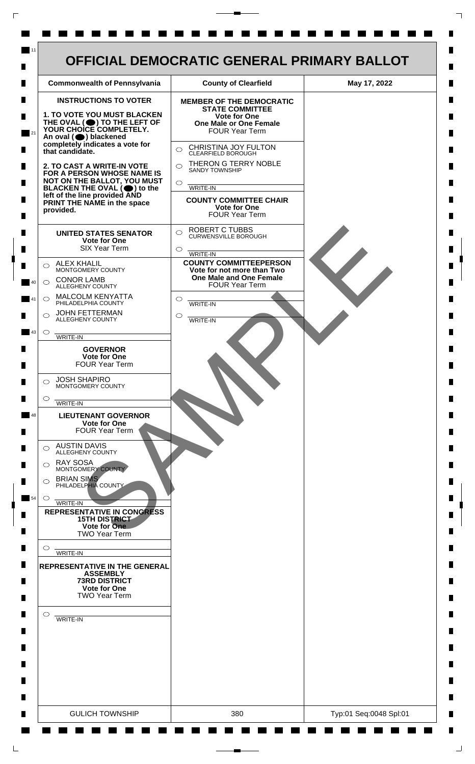# OFFICIAL DEMOCRATIC GENERAL PRIMARY BALLOT

| Commonwealth of Pennsylvania | County of Clearfield | May 17, 2022 |
|---|---|---|

**INSTRUCTIONS TO VOTER**

**1. TO VOTE YOU MUST BLACKEN THE OVAL (⬬) TO THE LEFT OF YOUR CHOICE COMPLETELY.** An oval (⬬) blackened completely indicates a vote for that candidate.

**2. TO CAST A WRITE-IN VOTE FOR A PERSON WHOSE NAME IS NOT ON THE BALLOT, YOU MUST BLACKEN THE OVAL (⬬) to the left of the line provided AND PRINT THE NAME in the space provided.**

### UNITED STATES SENATOR
**Vote for One**
SIX Year Term

- ○ ALEX KHALIL — MONTGOMERY COUNTY
- ○ CONOR LAMB — ALLEGHENY COUNTY
- ○ MALCOLM KENYATTA — PHILADELPHIA COUNTY
- ○ JOHN FETTERMAN — ALLEGHENY COUNTY
- ○ ______ WRITE-IN

### GOVERNOR
**Vote for One**
FOUR Year Term

- ○ JOSH SHAPIRO — MONTGOMERY COUNTY
- ○ ______ WRITE-IN

### LIEUTENANT GOVERNOR
**Vote for One**
FOUR Year Term

- ○ AUSTIN DAVIS — ALLEGHENY COUNTY
- ○ RAY SOSA — MONTGOMERY COUNTY
- ○ BRIAN SIMS — PHILADELPHIA COUNTY
- ○ ______ WRITE-IN

### REPRESENTATIVE IN CONGRESS
**15TH DISTRICT**
**Vote for One**
TWO Year Term

- ○ ______ WRITE-IN

### REPRESENTATIVE IN THE GENERAL ASSEMBLY
**73RD DISTRICT**
**Vote for One**
TWO Year Term

- ○ ______ WRITE-IN

### MEMBER OF THE DEMOCRATIC STATE COMMITTEE
**Vote for One**
**One Male or One Female**
FOUR Year Term

- ○ CHRISTINA JOY FULTON — CLEARFIELD BOROUGH
- ○ THERON G TERRY NOBLE — SANDY TOWNSHIP
- ○ ______ WRITE-IN

### COUNTY COMMITTEE CHAIR
**Vote for One**
FOUR Year Term

- ○ ROBERT C TUBBS — CURWENSVILLE BOROUGH
- ○ ______ WRITE-IN

### COUNTY COMMITTEEPERSON
**Vote for not more than Two**
**One Male and One Female**
FOUR Year Term

- ○ ______ WRITE-IN
- ○ ______ WRITE-IN

SAMPLE

| GULICH TOWNSHIP | 380 | Typ:01 Seq:0048 Spl:01 |
|---|---|---|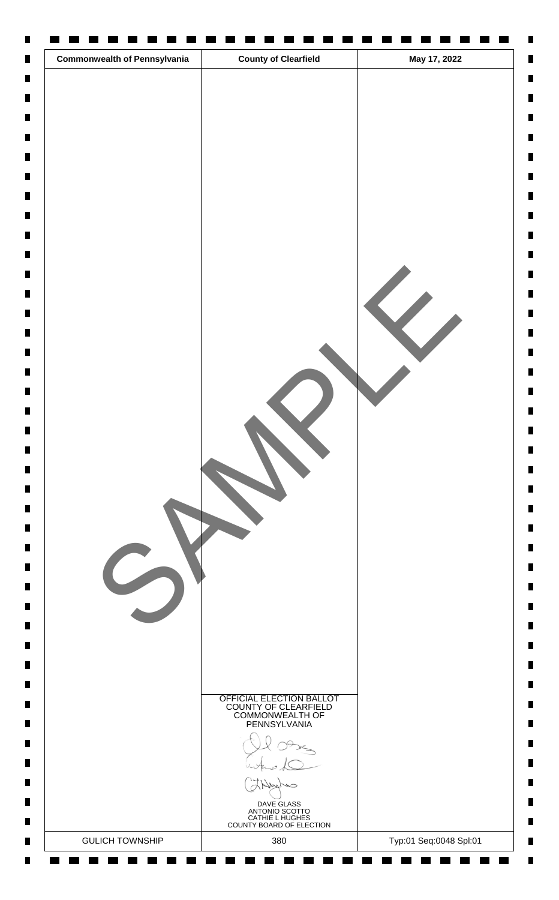| Commonwealth of Pennsylvania | County of Clearfield | May 17, 2022 |
| --- | --- | --- |
| | OFFICIAL ELECTION BALLOT<br>COUNTY OF CLEARFIELD<br>COMMONWEALTH OF PENNSYLVANIA<br><br>DAVE GLASS<br>ANTONIO SCOTTO<br>CATHIE L HUGHES<br>COUNTY BOARD OF ELECTION | |
| GULICH TOWNSHIP | 380 | Typ:01 Seq:0048 Spl:01 |

SAMPLE